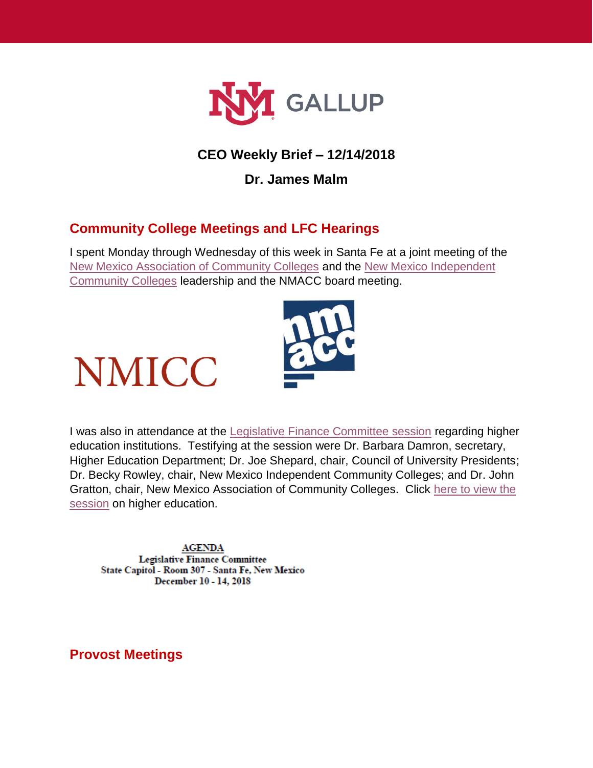# CEO Weekly Brief – 12/14/2018

## Dr. James Malm

## Community College Meetings and LFC Hearings

I spent Monday through Wednesday of this week in Santa Fe at a joint meeting of the New Mexico Association of Community Colleges and the New Mexico Independent Community Colleges leadership and the NMACC board meeting.

NMICC

I was also in attendance at the Legislative Finance Committee session regarding higher education institutions. Testifying at the session were Dr. Barbara Damron, secretary, Higher Education Department; Dr. Joe Shepard, chair, Council of University Presidents; Dr. Becky Rowley, chair, New Mexico Independent Community Colleges; and Dr. John Gratton, chair, New Mexico Association of Community Colleges. Click here to view the session on higher education.

AGENDA
Legislative Finance Committee
State Capitol - Room 307 - Santa Fe, New Mexico
December 10 - 14, 2018

## Provost Meetings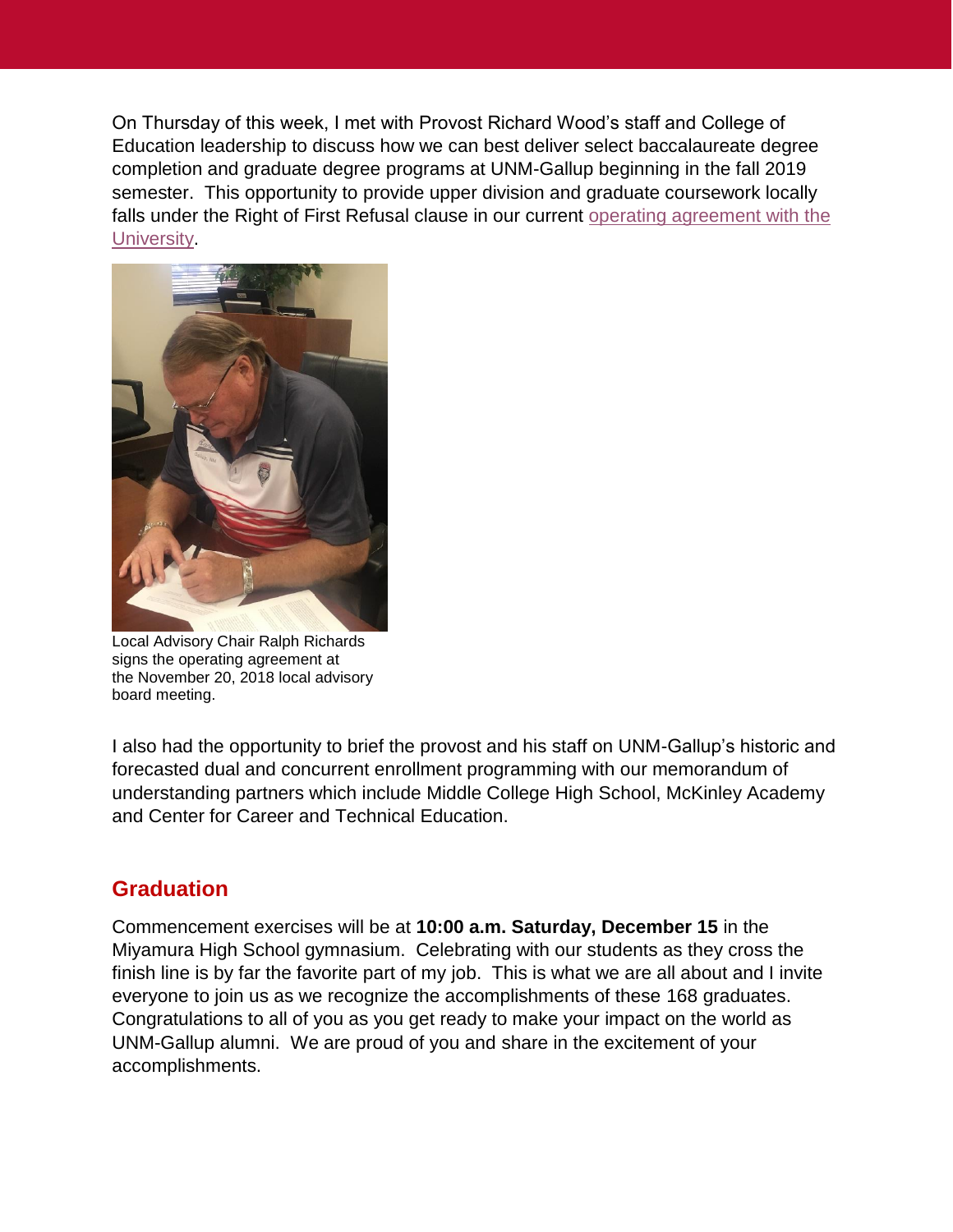On Thursday of this week, I met with Provost Richard Wood's staff and College of Education leadership to discuss how we can best deliver select baccalaureate degree completion and graduate degree programs at UNM-Gallup beginning in the fall 2019 semester. This opportunity to provide upper division and graduate coursework locally falls under the Right of First Refusal clause in our current operating agreement with the University.

Local Advisory Chair Ralph Richards signs the operating agreement at the November 20, 2018 local advisory board meeting.

I also had the opportunity to brief the provost and his staff on UNM-Gallup's historic and forecasted dual and concurrent enrollment programming with our memorandum of understanding partners which include Middle College High School, McKinley Academy and Center for Career and Technical Education.

## Graduation

Commencement exercises will be at **10:00 a.m. Saturday, December 15** in the Miyamura High School gymnasium. Celebrating with our students as they cross the finish line is by far the favorite part of my job. This is what we are all about and I invite everyone to join us as we recognize the accomplishments of these 168 graduates. Congratulations to all of you as you get ready to make your impact on the world as UNM-Gallup alumni. We are proud of you and share in the excitement of your accomplishments.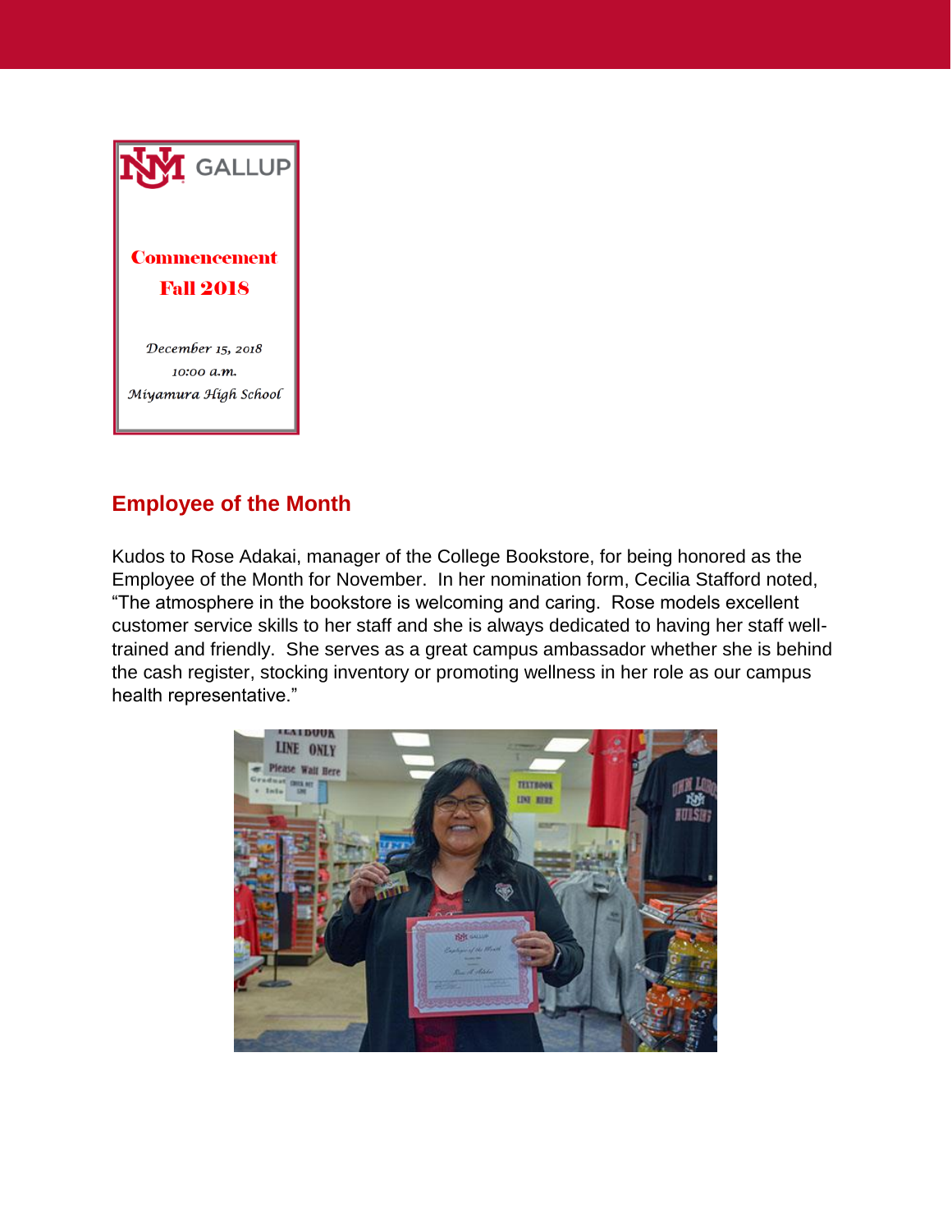GALLUP

**Commencement**

**Fall 2018**

*December 15, 2018*

*10:00 a.m.*

*Miyamura High School*

## Employee of the Month

Kudos to Rose Adakai, manager of the College Bookstore, for being honored as the Employee of the Month for November. In her nomination form, Cecilia Stafford noted, "The atmosphere in the bookstore is welcoming and caring. Rose models excellent customer service skills to her staff and she is always dedicated to having her staff well-trained and friendly. She serves as a great campus ambassador whether she is behind the cash register, stocking inventory or promoting wellness in her role as our campus health representative."